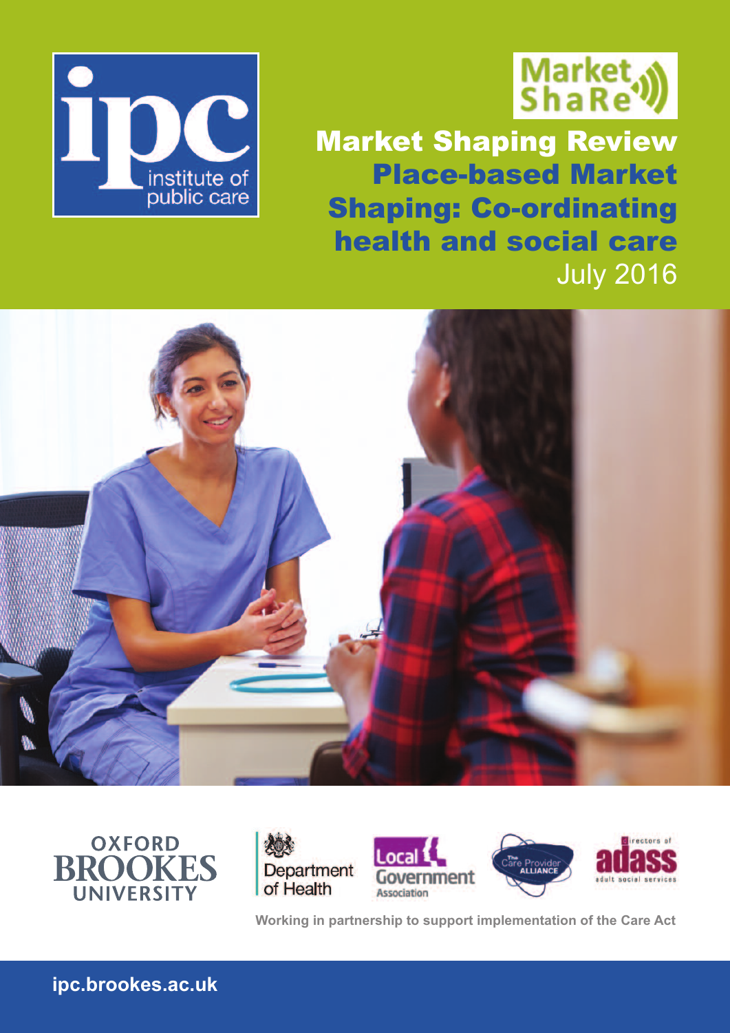ipc institute of public care

Market ShaRe

# Market Shaping Review

## Place-based Market Shaping: Co-ordinating health and social care

July 2016

Oxford Brookes University

Department of Health

Local Government Association

The Care Provider Alliance

Directors of adass adult social services

Working in partnership to support implementation of the Care Act

ipc.brookes.ac.uk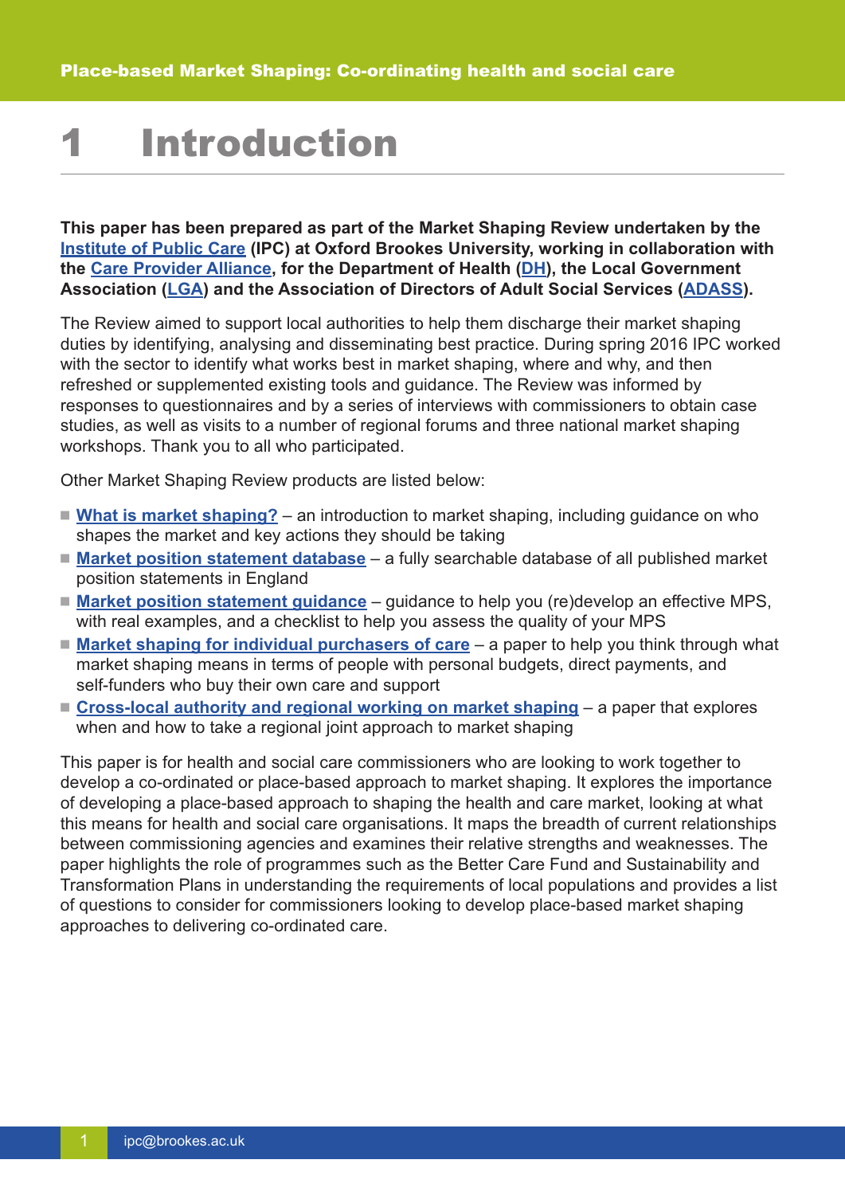# 1 Introduction

**This paper has been prepared as part of the Market Shaping Review undertaken by the Institute of Public Care (IPC) at Oxford Brookes University, working in collaboration with the Care Provider Alliance, for the Department of Health (DH), the Local Government Association (LGA) and the Association of Directors of Adult Social Services (ADASS).**

The Review aimed to support local authorities to help them discharge their market shaping duties by identifying, analysing and disseminating best practice. During spring 2016 IPC worked with the sector to identify what works best in market shaping, where and why, and then refreshed or supplemented existing tools and guidance. The Review was informed by responses to questionnaires and by a series of interviews with commissioners to obtain case studies, as well as visits to a number of regional forums and three national market shaping workshops. Thank you to all who participated.

Other Market Shaping Review products are listed below:

- **What is market shaping?** – an introduction to market shaping, including guidance on who shapes the market and key actions they should be taking
- **Market position statement database** – a fully searchable database of all published market position statements in England
- **Market position statement guidance** – guidance to help you (re)develop an effective MPS, with real examples, and a checklist to help you assess the quality of your MPS
- **Market shaping for individual purchasers of care** – a paper to help you think through what market shaping means in terms of people with personal budgets, direct payments, and self-funders who buy their own care and support
- **Cross-local authority and regional working on market shaping** – a paper that explores when and how to take a regional joint approach to market shaping

This paper is for health and social care commissioners who are looking to work together to develop a co-ordinated or place-based approach to market shaping. It explores the importance of developing a place-based approach to shaping the health and care market, looking at what this means for health and social care organisations. It maps the breadth of current relationships between commissioning agencies and examines their relative strengths and weaknesses. The paper highlights the role of programmes such as the Better Care Fund and Sustainability and Transformation Plans in understanding the requirements of local populations and provides a list of questions to consider for commissioners looking to develop place-based market shaping approaches to delivering co-ordinated care.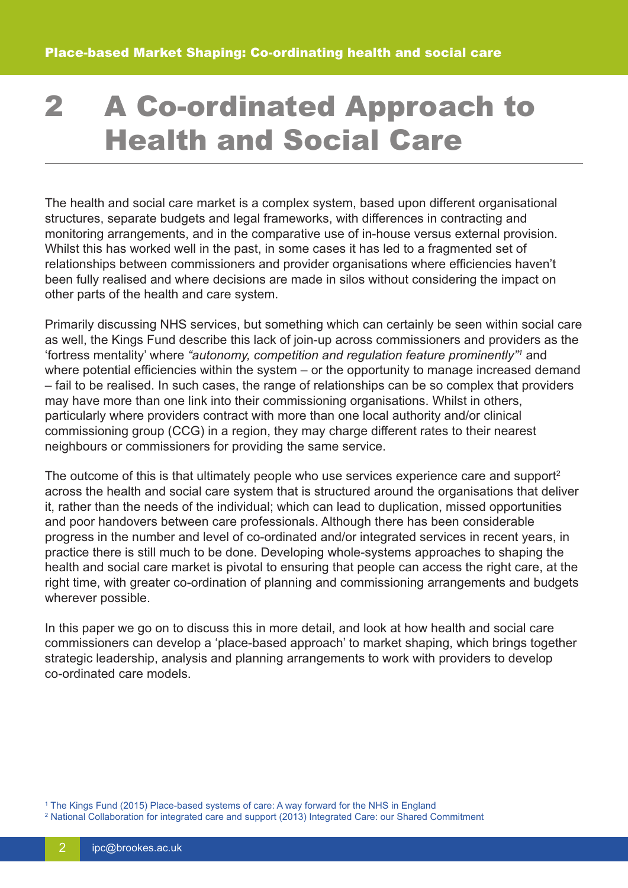# 2 A Co-ordinated Approach to Health and Social Care

The health and social care market is a complex system, based upon different organisational structures, separate budgets and legal frameworks, with differences in contracting and monitoring arrangements, and in the comparative use of in-house versus external provision. Whilst this has worked well in the past, in some cases it has led to a fragmented set of relationships between commissioners and provider organisations where efficiencies haven't been fully realised and where decisions are made in silos without considering the impact on other parts of the health and care system.

Primarily discussing NHS services, but something which can certainly be seen within social care as well, the Kings Fund describe this lack of join-up across commissioners and providers as the 'fortress mentality' where *"autonomy, competition and regulation feature prominently"*[1] and where potential efficiencies within the system – or the opportunity to manage increased demand – fail to be realised. In such cases, the range of relationships can be so complex that providers may have more than one link into their commissioning organisations. Whilst in others, particularly where providers contract with more than one local authority and/or clinical commissioning group (CCG) in a region, they may charge different rates to their nearest neighbours or commissioners for providing the same service.

The outcome of this is that ultimately people who use services experience care and support[2] across the health and social care system that is structured around the organisations that deliver it, rather than the needs of the individual; which can lead to duplication, missed opportunities and poor handovers between care professionals. Although there has been considerable progress in the number and level of co-ordinated and/or integrated services in recent years, in practice there is still much to be done. Developing whole-systems approaches to shaping the health and social care market is pivotal to ensuring that people can access the right care, at the right time, with greater co-ordination of planning and commissioning arrangements and budgets wherever possible.

In this paper we go on to discuss this in more detail, and look at how health and social care commissioners can develop a 'place-based approach' to market shaping, which brings together strategic leadership, analysis and planning arrangements to work with providers to develop co-ordinated care models.

[1] The Kings Fund (2015) Place-based systems of care: A way forward for the NHS in England

[2] National Collaboration for integrated care and support (2013) Integrated Care: our Shared Commitment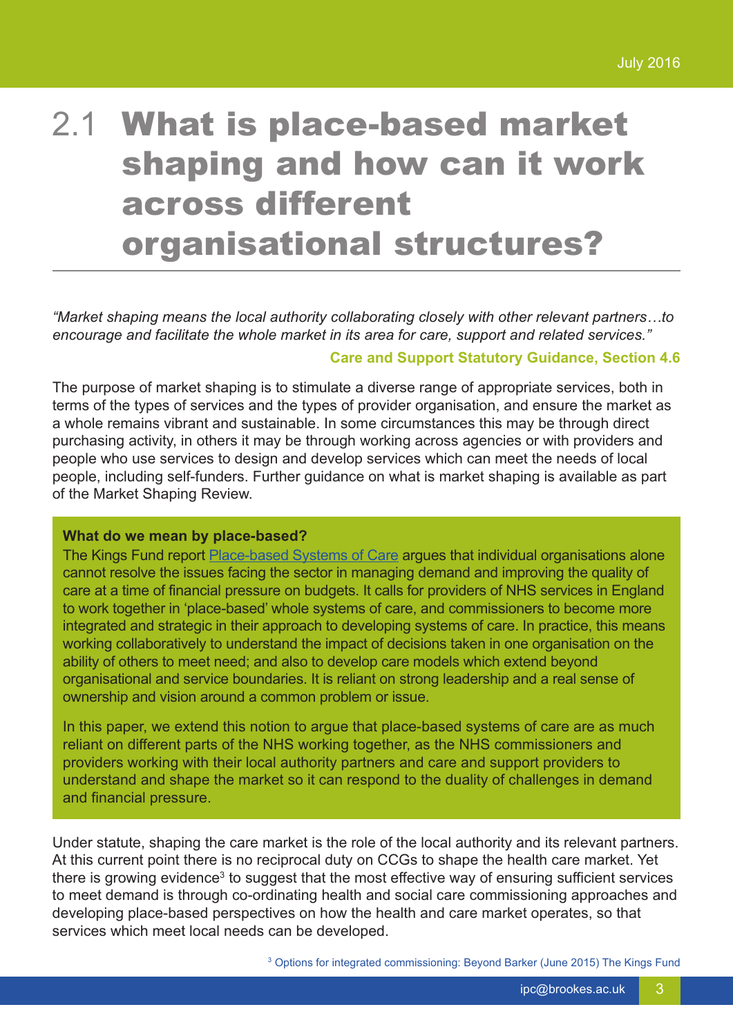# 2.1 What is place-based market shaping and how can it work across different organisational structures?

*"Market shaping means the local authority collaborating closely with other relevant partners…to encourage and facilitate the whole market in its area for care, support and related services."*

**Care and Support Statutory Guidance, Section 4.6**

The purpose of market shaping is to stimulate a diverse range of appropriate services, both in terms of the types of services and the types of provider organisation, and ensure the market as a whole remains vibrant and sustainable. In some circumstances this may be through direct purchasing activity, in others it may be through working across agencies or with providers and people who use services to design and develop services which can meet the needs of local people, including self-funders. Further guidance on what is market shaping is available as part of the Market Shaping Review.

**What do we mean by place-based?**

The Kings Fund report Place-based Systems of Care argues that individual organisations alone cannot resolve the issues facing the sector in managing demand and improving the quality of care at a time of financial pressure on budgets. It calls for providers of NHS services in England to work together in 'place-based' whole systems of care, and commissioners to become more integrated and strategic in their approach to developing systems of care. In practice, this means working collaboratively to understand the impact of decisions taken in one organisation on the ability of others to meet need; and also to develop care models which extend beyond organisational and service boundaries. It is reliant on strong leadership and a real sense of ownership and vision around a common problem or issue.

In this paper, we extend this notion to argue that place-based systems of care are as much reliant on different parts of the NHS working together, as the NHS commissioners and providers working with their local authority partners and care and support providers to understand and shape the market so it can respond to the duality of challenges in demand and financial pressure.

Under statute, shaping the care market is the role of the local authority and its relevant partners. At this current point there is no reciprocal duty on CCGs to shape the health care market. Yet there is growing evidence[3] to suggest that the most effective way of ensuring sufficient services to meet demand is through co-ordinating health and social care commissioning approaches and developing place-based perspectives on how the health and care market operates, so that services which meet local needs can be developed.

[3] Options for integrated commissioning: Beyond Barker (June 2015) The Kings Fund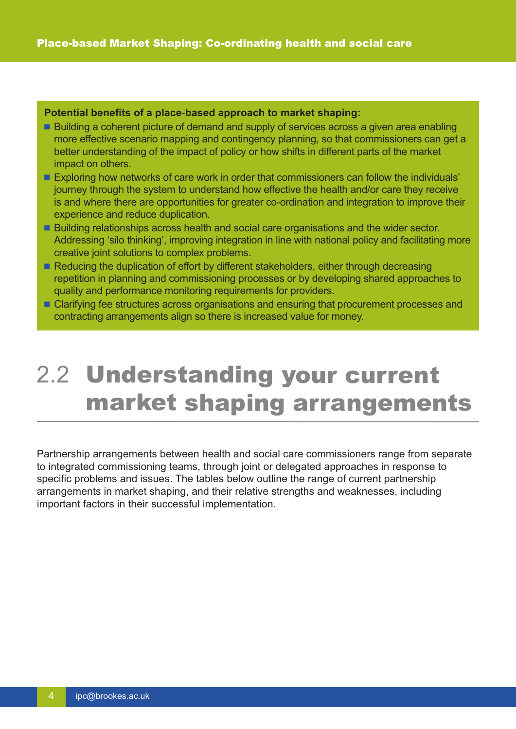**Potential benefits of a place-based approach to market shaping:**

- Building a coherent picture of demand and supply of services across a given area enabling more effective scenario mapping and contingency planning, so that commissioners can get a better understanding of the impact of policy or how shifts in different parts of the market impact on others.
- Exploring how networks of care work in order that commissioners can follow the individuals' journey through the system to understand how effective the health and/or care they receive is and where there are opportunities for greater co-ordination and integration to improve their experience and reduce duplication.
- Building relationships across health and social care organisations and the wider sector. Addressing 'silo thinking', improving integration in line with national policy and facilitating more creative joint solutions to complex problems.
- Reducing the duplication of effort by different stakeholders, either through decreasing repetition in planning and commissioning processes or by developing shared approaches to quality and performance monitoring requirements for providers.
- Clarifying fee structures across organisations and ensuring that procurement processes and contracting arrangements align so there is increased value for money.

## 2.2 Understanding your current market shaping arrangements

Partnership arrangements between health and social care commissioners range from separate to integrated commissioning teams, through joint or delegated approaches in response to specific problems and issues. The tables below outline the range of current partnership arrangements in market shaping, and their relative strengths and weaknesses, including important factors in their successful implementation.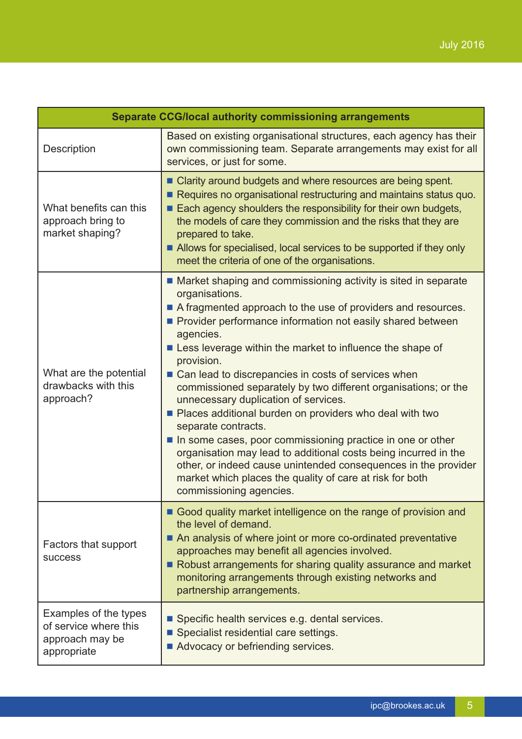| Separate CCG/local authority commissioning arrangements | |
|---|---|
| Description | Based on existing organisational structures, each agency has their own commissioning team. Separate arrangements may exist for all services, or just for some. |
| What benefits can this approach bring to market shaping? | ■ Clarity around budgets and where resources are being spent.<br>■ Requires no organisational restructuring and maintains status quo.<br>■ Each agency shoulders the responsibility for their own budgets, the models of care they commission and the risks that they are prepared to take.<br>■ Allows for specialised, local services to be supported if they only meet the criteria of one of the organisations. |
| What are the potential drawbacks with this approach? | ■ Market shaping and commissioning activity is sited in separate organisations.<br>■ A fragmented approach to the use of providers and resources.<br>■ Provider performance information not easily shared between agencies.<br>■ Less leverage within the market to influence the shape of provision.<br>■ Can lead to discrepancies in costs of services when commissioned separately by two different organisations; or the unnecessary duplication of services.<br>■ Places additional burden on providers who deal with two separate contracts.<br>■ In some cases, poor commissioning practice in one or other organisation may lead to additional costs being incurred in the other, or indeed cause unintended consequences in the provider market which places the quality of care at risk for both commissioning agencies. |
| Factors that support success | ■ Good quality market intelligence on the range of provision and the level of demand.<br>■ An analysis of where joint or more co-ordinated preventative approaches may benefit all agencies involved.<br>■ Robust arrangements for sharing quality assurance and market monitoring arrangements through existing networks and partnership arrangements. |
| Examples of the types of service where this approach may be appropriate | ■ Specific health services e.g. dental services.<br>■ Specialist residential care settings.<br>■ Advocacy or befriending services. |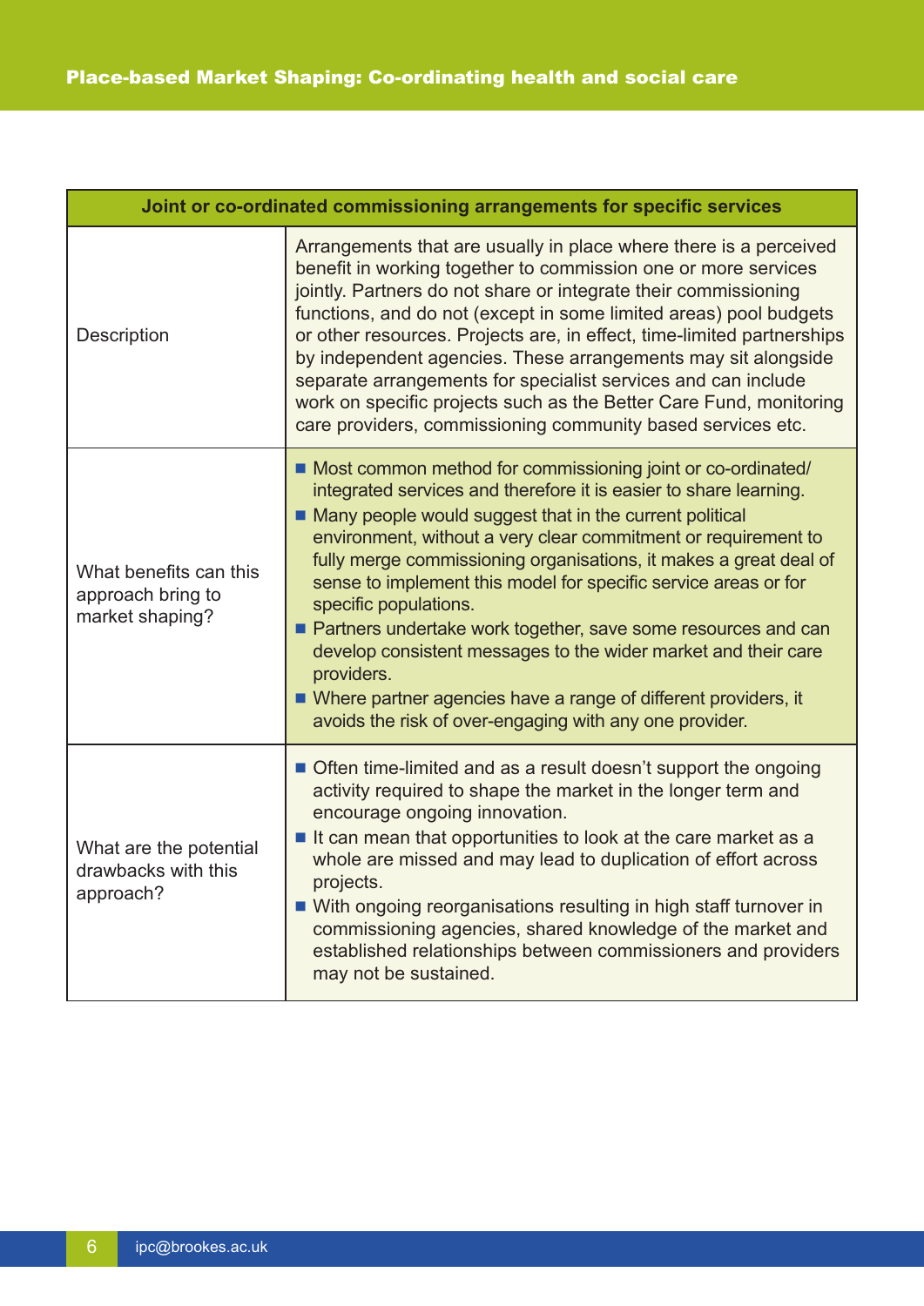| Joint or co-ordinated commissioning arrangements for specific services | |
|---|---|
| Description | Arrangements that are usually in place where there is a perceived benefit in working together to commission one or more services jointly. Partners do not share or integrate their commissioning functions, and do not (except in some limited areas) pool budgets or other resources. Projects are, in effect, time-limited partnerships by independent agencies. These arrangements may sit alongside separate arrangements for specialist services and can include work on specific projects such as the Better Care Fund, monitoring care providers, commissioning community based services etc. |
| What benefits can this approach bring to market shaping? | ■ Most common method for commissioning joint or co-ordinated/integrated services and therefore it is easier to share learning.<br>■ Many people would suggest that in the current political environment, without a very clear commitment or requirement to fully merge commissioning organisations, it makes a great deal of sense to implement this model for specific service areas or for specific populations.<br>■ Partners undertake work together, save some resources and can develop consistent messages to the wider market and their care providers.<br>■ Where partner agencies have a range of different providers, it avoids the risk of over-engaging with any one provider. |
| What are the potential drawbacks with this approach? | ■ Often time-limited and as a result doesn't support the ongoing activity required to shape the market in the longer term and encourage ongoing innovation.<br>■ It can mean that opportunities to look at the care market as a whole are missed and may lead to duplication of effort across projects.<br>■ With ongoing reorganisations resulting in high staff turnover in commissioning agencies, shared knowledge of the market and established relationships between commissioners and providers may not be sustained. |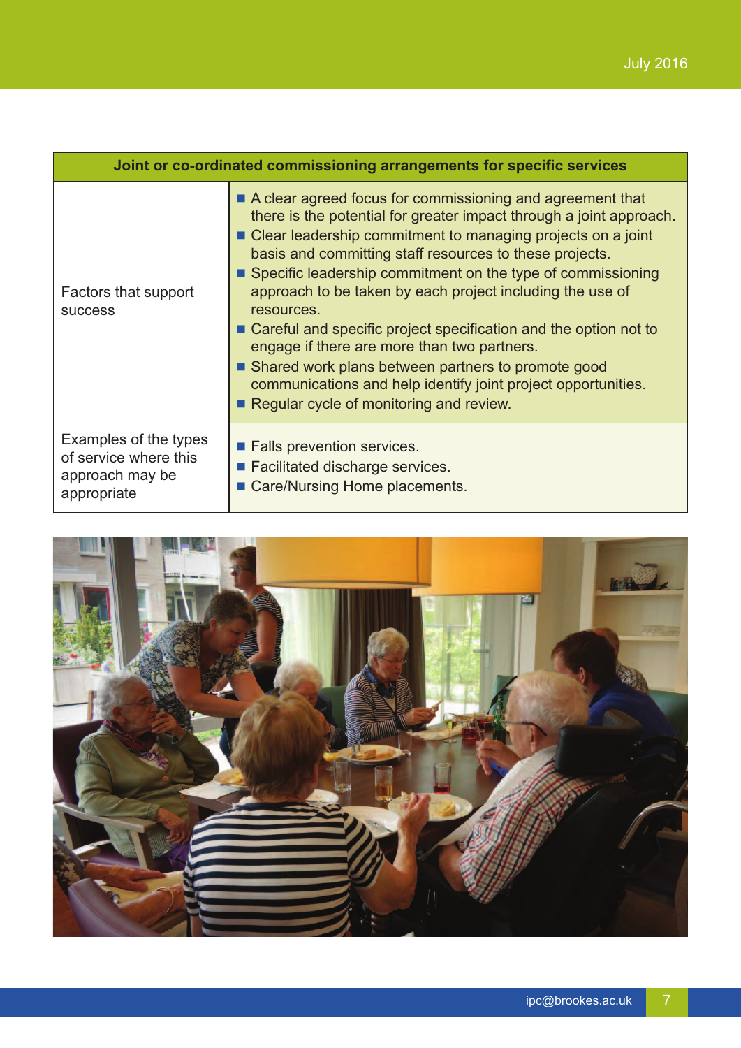| Joint or co-ordinated commissioning arrangements for specific services | |
|---|---|
| Factors that support success | ■ A clear agreed focus for commissioning and agreement that there is the potential for greater impact through a joint approach.<br>■ Clear leadership commitment to managing projects on a joint basis and committing staff resources to these projects.<br>■ Specific leadership commitment on the type of commissioning approach to be taken by each project including the use of resources.<br>■ Careful and specific project specification and the option not to engage if there are more than two partners.<br>■ Shared work plans between partners to promote good communications and help identify joint project opportunities.<br>■ Regular cycle of monitoring and review. |
| Examples of the types of service where this approach may be appropriate | ■ Falls prevention services.<br>■ Facilitated discharge services.<br>■ Care/Nursing Home placements. |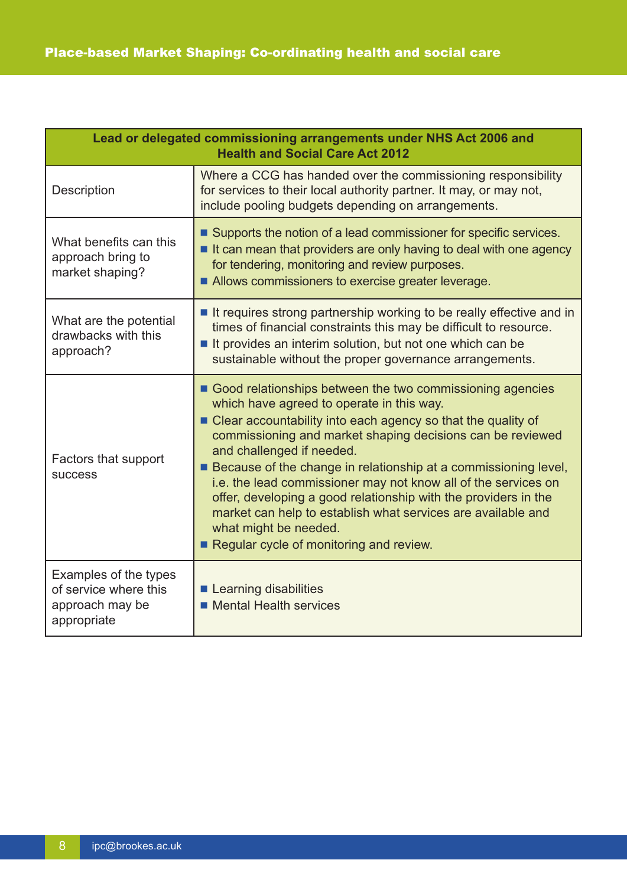| Lead or delegated commissioning arrangements under NHS Act 2006 and Health and Social Care Act 2012 | |
|---|---|
| Description | Where a CCG has handed over the commissioning responsibility for services to their local authority partner. It may, or may not, include pooling budgets depending on arrangements. |
| What benefits can this approach bring to market shaping? | ■ Supports the notion of a lead commissioner for specific services.<br>■ It can mean that providers are only having to deal with one agency for tendering, monitoring and review purposes.<br>■ Allows commissioners to exercise greater leverage. |
| What are the potential drawbacks with this approach? | ■ It requires strong partnership working to be really effective and in times of financial constraints this may be difficult to resource.<br>■ It provides an interim solution, but not one which can be sustainable without the proper governance arrangements. |
| Factors that support success | ■ Good relationships between the two commissioning agencies which have agreed to operate in this way.<br>■ Clear accountability into each agency so that the quality of commissioning and market shaping decisions can be reviewed and challenged if needed.<br>■ Because of the change in relationship at a commissioning level, i.e. the lead commissioner may not know all of the services on offer, developing a good relationship with the providers in the market can help to establish what services are available and what might be needed.<br>■ Regular cycle of monitoring and review. |
| Examples of the types of service where this approach may be appropriate | ■ Learning disabilities<br>■ Mental Health services |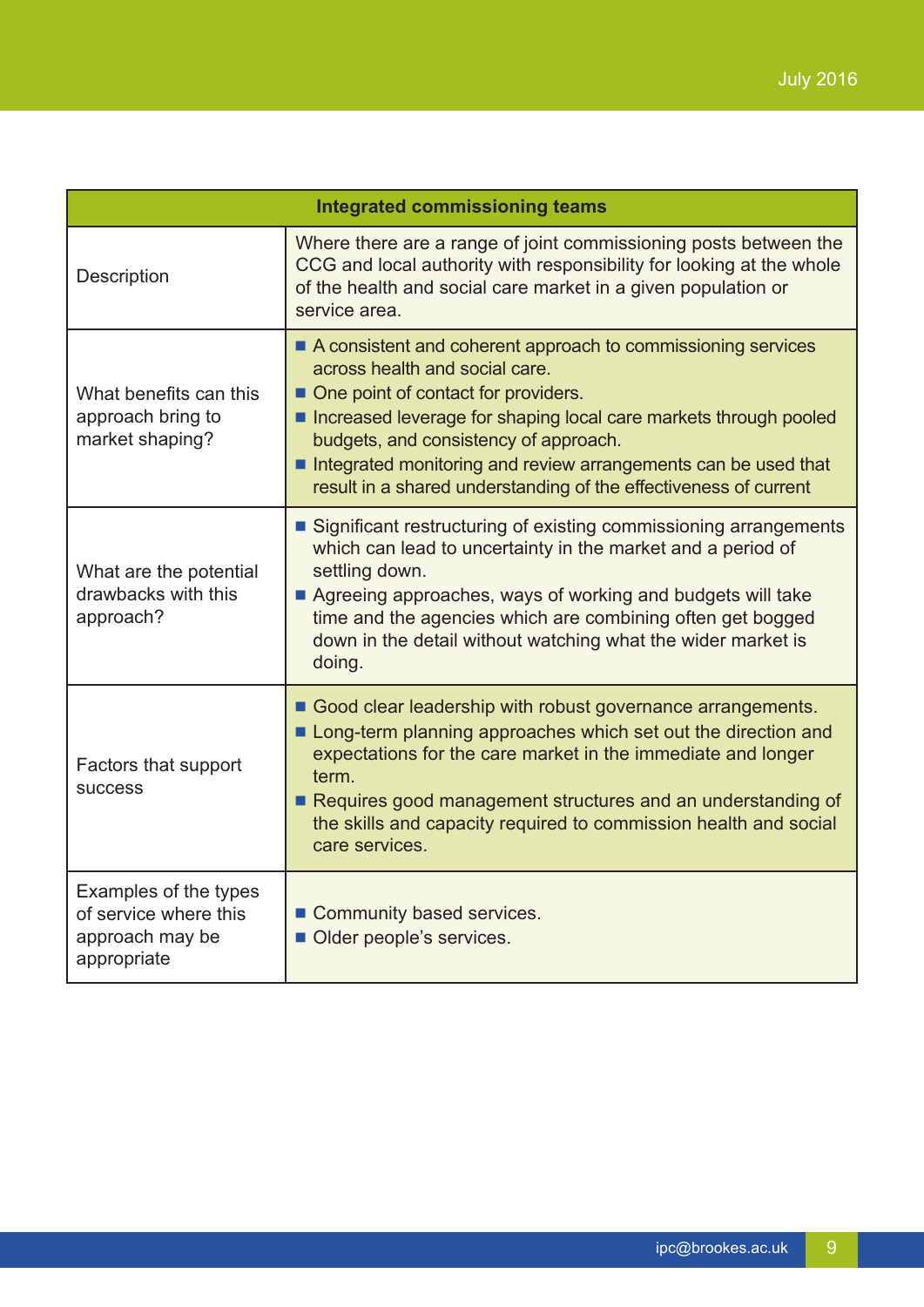| Integrated commissioning teams | |
|---|---|
| Description | Where there are a range of joint commissioning posts between the CCG and local authority with responsibility for looking at the whole of the health and social care market in a given population or service area. |
| What benefits can this approach bring to market shaping? | ▪ A consistent and coherent approach to commissioning services across health and social care.<br>▪ One point of contact for providers.<br>▪ Increased leverage for shaping local care markets through pooled budgets, and consistency of approach.<br>▪ Integrated monitoring and review arrangements can be used that result in a shared understanding of the effectiveness of current |
| What are the potential drawbacks with this approach? | ▪ Significant restructuring of existing commissioning arrangements which can lead to uncertainty in the market and a period of settling down.<br>▪ Agreeing approaches, ways of working and budgets will take time and the agencies which are combining often get bogged down in the detail without watching what the wider market is doing. |
| Factors that support success | ▪ Good clear leadership with robust governance arrangements.<br>▪ Long-term planning approaches which set out the direction and expectations for the care market in the immediate and longer term.<br>▪ Requires good management structures and an understanding of the skills and capacity required to commission health and social care services. |
| Examples of the types of service where this approach may be appropriate | ▪ Community based services.<br>▪ Older people's services. |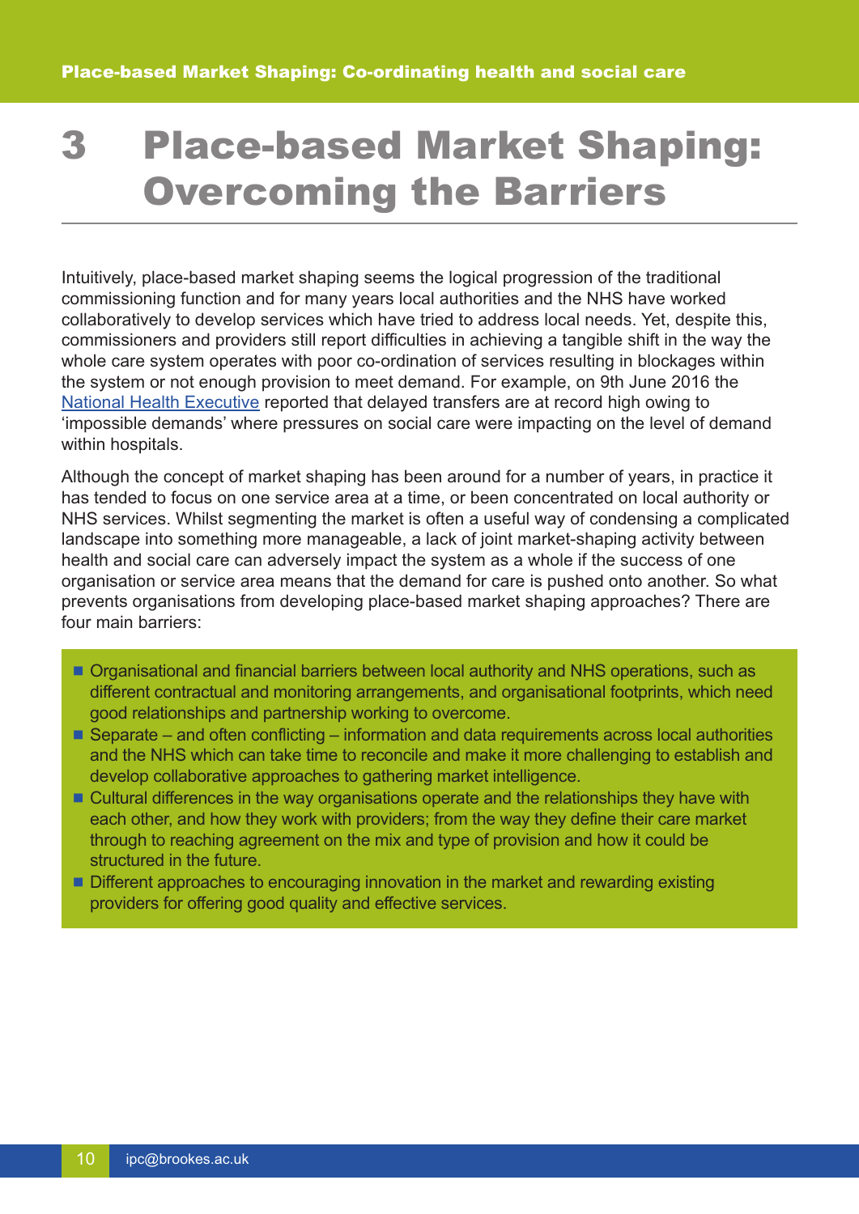# 3 Place-based Market Shaping: Overcoming the Barriers

Intuitively, place-based market shaping seems the logical progression of the traditional commissioning function and for many years local authorities and the NHS have worked collaboratively to develop services which have tried to address local needs. Yet, despite this, commissioners and providers still report difficulties in achieving a tangible shift in the way the whole care system operates with poor co-ordination of services resulting in blockages within the system or not enough provision to meet demand. For example, on 9th June 2016 the National Health Executive reported that delayed transfers are at record high owing to 'impossible demands' where pressures on social care were impacting on the level of demand within hospitals.

Although the concept of market shaping has been around for a number of years, in practice it has tended to focus on one service area at a time, or been concentrated on local authority or NHS services. Whilst segmenting the market is often a useful way of condensing a complicated landscape into something more manageable, a lack of joint market-shaping activity between health and social care can adversely impact the system as a whole if the success of one organisation or service area means that the demand for care is pushed onto another. So what prevents organisations from developing place-based market shaping approaches? There are four main barriers:

- Organisational and financial barriers between local authority and NHS operations, such as different contractual and monitoring arrangements, and organisational footprints, which need good relationships and partnership working to overcome.
- Separate – and often conflicting – information and data requirements across local authorities and the NHS which can take time to reconcile and make it more challenging to establish and develop collaborative approaches to gathering market intelligence.
- Cultural differences in the way organisations operate and the relationships they have with each other, and how they work with providers; from the way they define their care market through to reaching agreement on the mix and type of provision and how it could be structured in the future.
- Different approaches to encouraging innovation in the market and rewarding existing providers for offering good quality and effective services.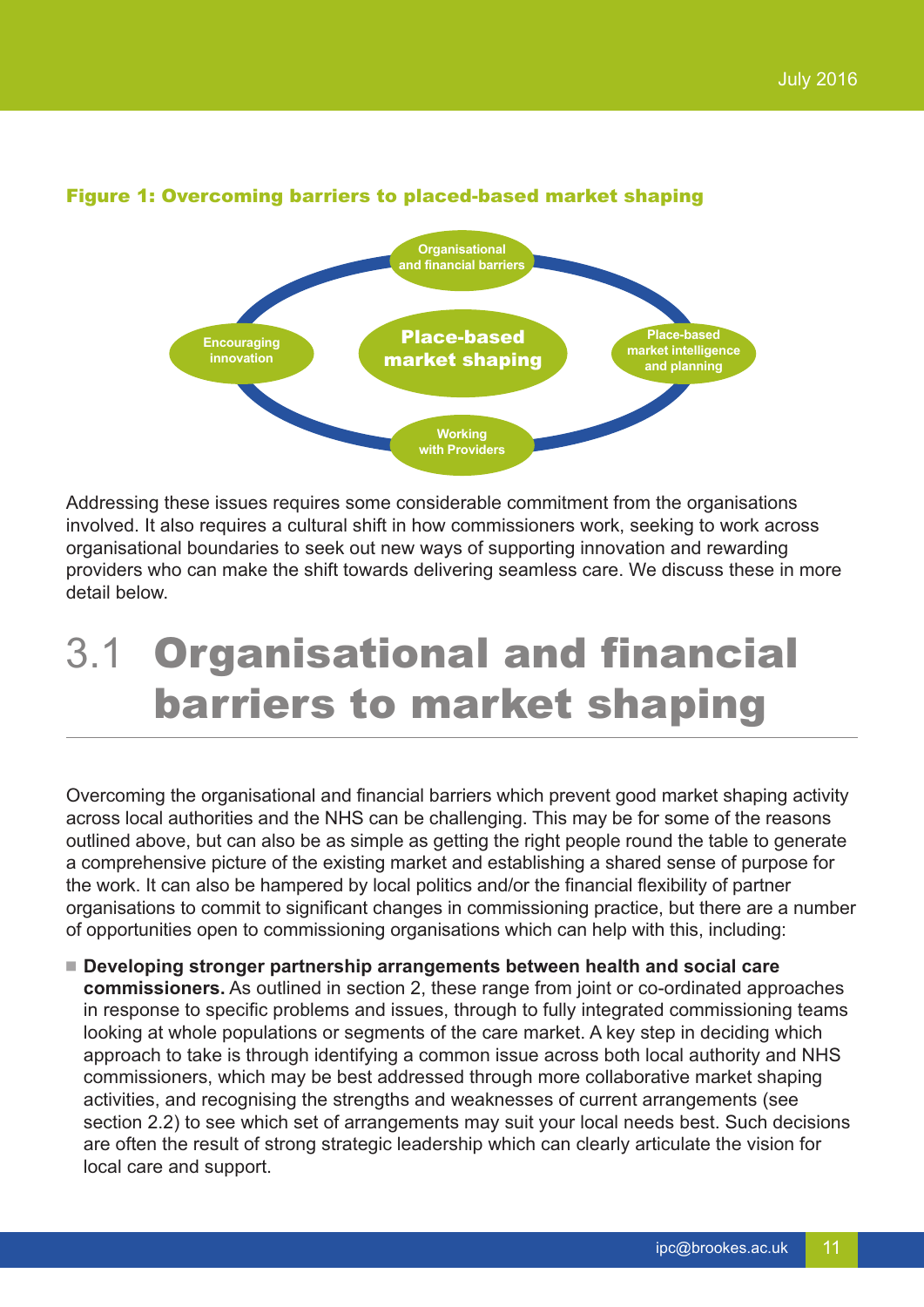**Figure 1: Overcoming barriers to placed-based market shaping**

Organisational and financial barriers

Encouraging innovation

Place-based market shaping

Place-based market intelligence and planning

Working with Providers

Addressing these issues requires some considerable commitment from the organisations involved. It also requires a cultural shift in how commissioners work, seeking to work across organisational boundaries to seek out new ways of supporting innovation and rewarding providers who can make the shift towards delivering seamless care. We discuss these in more detail below.

## 3.1 Organisational and financial barriers to market shaping

Overcoming the organisational and financial barriers which prevent good market shaping activity across local authorities and the NHS can be challenging. This may be for some of the reasons outlined above, but can also be as simple as getting the right people round the table to generate a comprehensive picture of the existing market and establishing a shared sense of purpose for the work. It can also be hampered by local politics and/or the financial flexibility of partner organisations to commit to significant changes in commissioning practice, but there are a number of opportunities open to commissioning organisations which can help with this, including:

- **Developing stronger partnership arrangements between health and social care commissioners.** As outlined in section 2, these range from joint or co-ordinated approaches in response to specific problems and issues, through to fully integrated commissioning teams looking at whole populations or segments of the care market. A key step in deciding which approach to take is through identifying a common issue across both local authority and NHS commissioners, which may be best addressed through more collaborative market shaping activities, and recognising the strengths and weaknesses of current arrangements (see section 2.2) to see which set of arrangements may suit your local needs best. Such decisions are often the result of strong strategic leadership which can clearly articulate the vision for local care and support.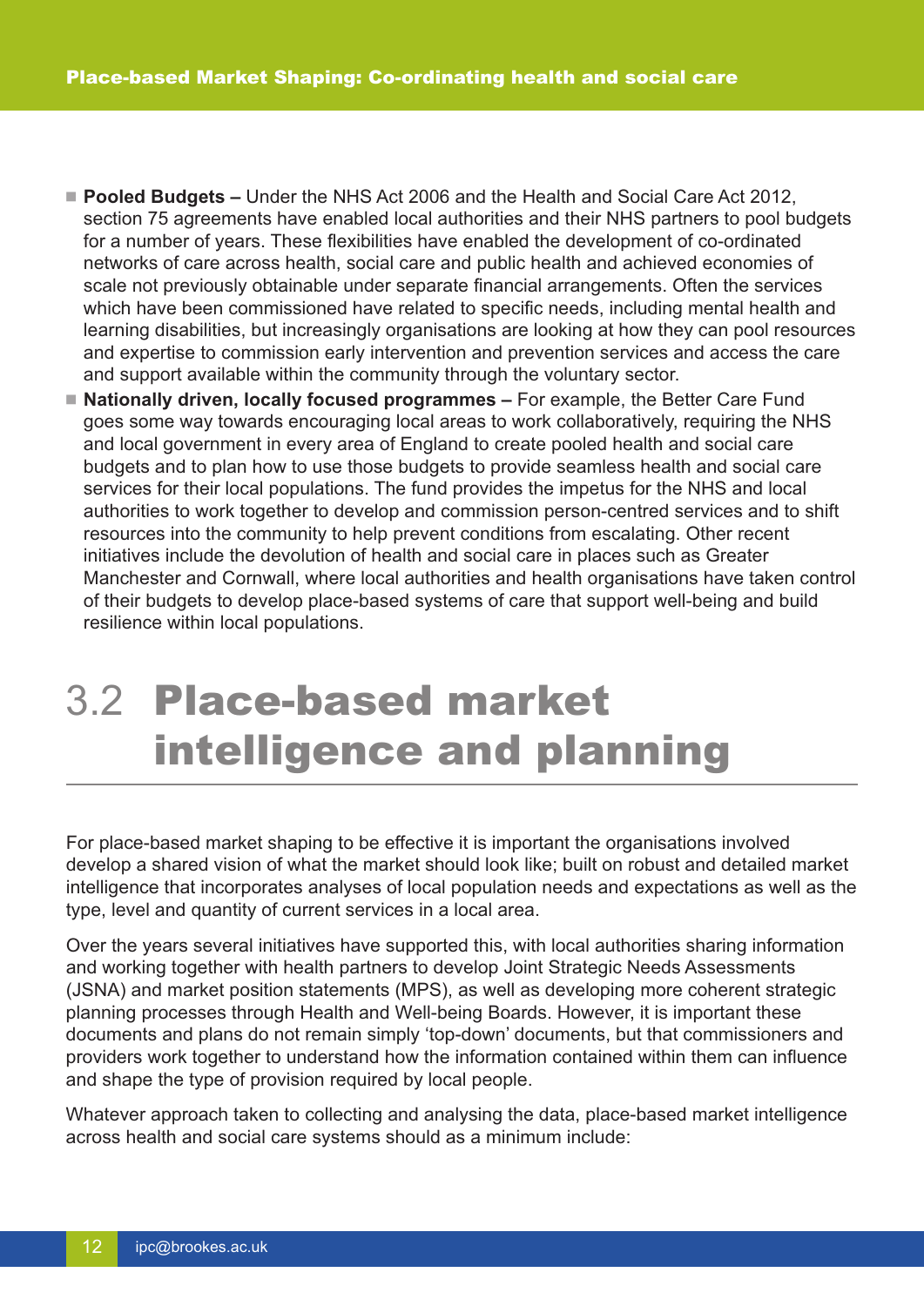- **Pooled Budgets –** Under the NHS Act 2006 and the Health and Social Care Act 2012, section 75 agreements have enabled local authorities and their NHS partners to pool budgets for a number of years. These flexibilities have enabled the development of co-ordinated networks of care across health, social care and public health and achieved economies of scale not previously obtainable under separate financial arrangements. Often the services which have been commissioned have related to specific needs, including mental health and learning disabilities, but increasingly organisations are looking at how they can pool resources and expertise to commission early intervention and prevention services and access the care and support available within the community through the voluntary sector.
- **Nationally driven, locally focused programmes –** For example, the Better Care Fund goes some way towards encouraging local areas to work collaboratively, requiring the NHS and local government in every area of England to create pooled health and social care budgets and to plan how to use those budgets to provide seamless health and social care services for their local populations. The fund provides the impetus for the NHS and local authorities to work together to develop and commission person-centred services and to shift resources into the community to help prevent conditions from escalating. Other recent initiatives include the devolution of health and social care in places such as Greater Manchester and Cornwall, where local authorities and health organisations have taken control of their budgets to develop place-based systems of care that support well-being and build resilience within local populations.

## 3.2 Place-based market intelligence and planning

For place-based market shaping to be effective it is important the organisations involved develop a shared vision of what the market should look like; built on robust and detailed market intelligence that incorporates analyses of local population needs and expectations as well as the type, level and quantity of current services in a local area.

Over the years several initiatives have supported this, with local authorities sharing information and working together with health partners to develop Joint Strategic Needs Assessments (JSNA) and market position statements (MPS), as well as developing more coherent strategic planning processes through Health and Well-being Boards. However, it is important these documents and plans do not remain simply 'top-down' documents, but that commissioners and providers work together to understand how the information contained within them can influence and shape the type of provision required by local people.

Whatever approach taken to collecting and analysing the data, place-based market intelligence across health and social care systems should as a minimum include: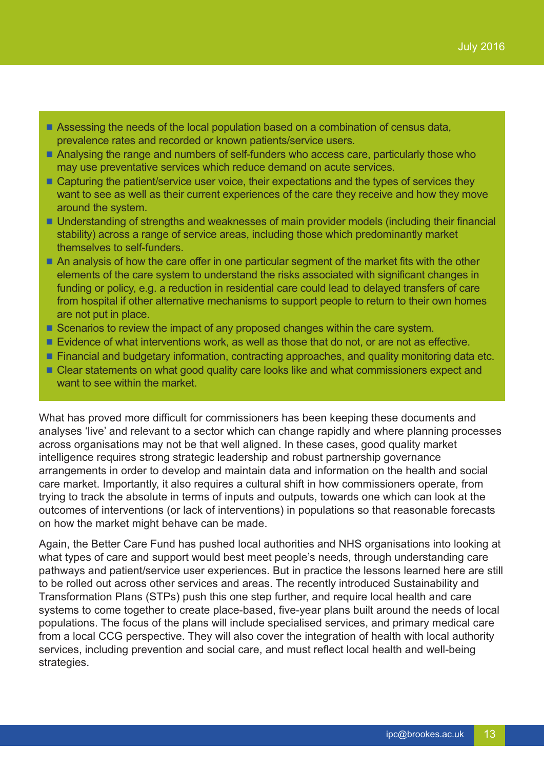- Assessing the needs of the local population based on a combination of census data, prevalence rates and recorded or known patients/service users.
- Analysing the range and numbers of self-funders who access care, particularly those who may use preventative services which reduce demand on acute services.
- Capturing the patient/service user voice, their expectations and the types of services they want to see as well as their current experiences of the care they receive and how they move around the system.
- Understanding of strengths and weaknesses of main provider models (including their financial stability) across a range of service areas, including those which predominantly market themselves to self-funders.
- An analysis of how the care offer in one particular segment of the market fits with the other elements of the care system to understand the risks associated with significant changes in funding or policy, e.g. a reduction in residential care could lead to delayed transfers of care from hospital if other alternative mechanisms to support people to return to their own homes are not put in place.
- Scenarios to review the impact of any proposed changes within the care system.
- Evidence of what interventions work, as well as those that do not, or are not as effective.
- Financial and budgetary information, contracting approaches, and quality monitoring data etc.
- Clear statements on what good quality care looks like and what commissioners expect and want to see within the market.

What has proved more difficult for commissioners has been keeping these documents and analyses 'live' and relevant to a sector which can change rapidly and where planning processes across organisations may not be that well aligned. In these cases, good quality market intelligence requires strong strategic leadership and robust partnership governance arrangements in order to develop and maintain data and information on the health and social care market. Importantly, it also requires a cultural shift in how commissioners operate, from trying to track the absolute in terms of inputs and outputs, towards one which can look at the outcomes of interventions (or lack of interventions) in populations so that reasonable forecasts on how the market might behave can be made.

Again, the Better Care Fund has pushed local authorities and NHS organisations into looking at what types of care and support would best meet people's needs, through understanding care pathways and patient/service user experiences. But in practice the lessons learned here are still to be rolled out across other services and areas. The recently introduced Sustainability and Transformation Plans (STPs) push this one step further, and require local health and care systems to come together to create place-based, five-year plans built around the needs of local populations. The focus of the plans will include specialised services, and primary medical care from a local CCG perspective. They will also cover the integration of health with local authority services, including prevention and social care, and must reflect local health and well-being strategies.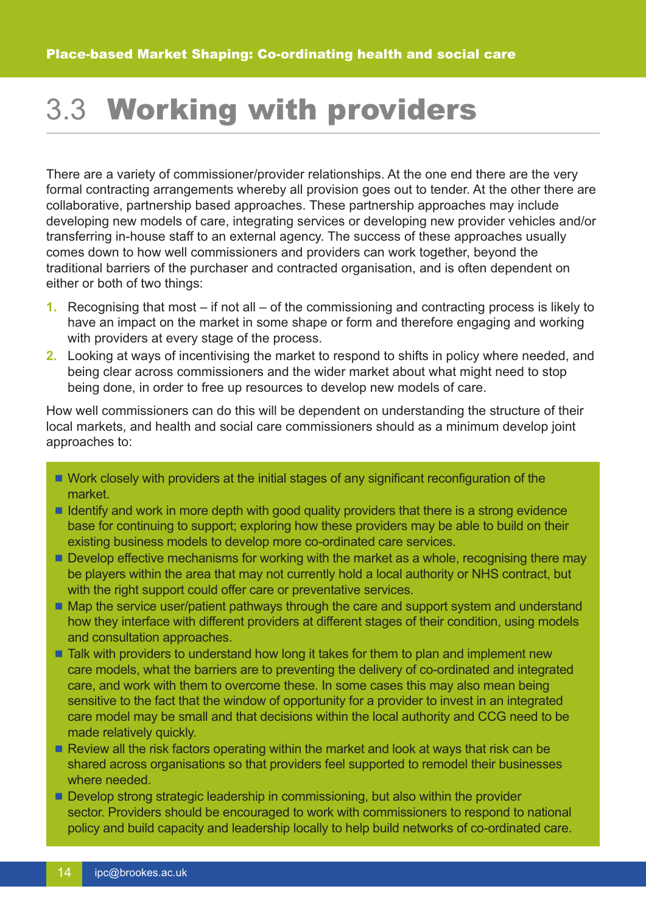# 3.3 Working with providers

There are a variety of commissioner/provider relationships. At the one end there are the very formal contracting arrangements whereby all provision goes out to tender. At the other there are collaborative, partnership based approaches. These partnership approaches may include developing new models of care, integrating services or developing new provider vehicles and/or transferring in-house staff to an external agency. The success of these approaches usually comes down to how well commissioners and providers can work together, beyond the traditional barriers of the purchaser and contracted organisation, and is often dependent on either or both of two things:

1. Recognising that most – if not all – of the commissioning and contracting process is likely to have an impact on the market in some shape or form and therefore engaging and working with providers at every stage of the process.
2. Looking at ways of incentivising the market to respond to shifts in policy where needed, and being clear across commissioners and the wider market about what might need to stop being done, in order to free up resources to develop new models of care.

How well commissioners can do this will be dependent on understanding the structure of their local markets, and health and social care commissioners should as a minimum develop joint approaches to:

- Work closely with providers at the initial stages of any significant reconfiguration of the market.
- Identify and work in more depth with good quality providers that there is a strong evidence base for continuing to support; exploring how these providers may be able to build on their existing business models to develop more co-ordinated care services.
- Develop effective mechanisms for working with the market as a whole, recognising there may be players within the area that may not currently hold a local authority or NHS contract, but with the right support could offer care or preventative services.
- Map the service user/patient pathways through the care and support system and understand how they interface with different providers at different stages of their condition, using models and consultation approaches.
- Talk with providers to understand how long it takes for them to plan and implement new care models, what the barriers are to preventing the delivery of co-ordinated and integrated care, and work with them to overcome these. In some cases this may also mean being sensitive to the fact that the window of opportunity for a provider to invest in an integrated care model may be small and that decisions within the local authority and CCG need to be made relatively quickly.
- Review all the risk factors operating within the market and look at ways that risk can be shared across organisations so that providers feel supported to remodel their businesses where needed.
- Develop strong strategic leadership in commissioning, but also within the provider sector. Providers should be encouraged to work with commissioners to respond to national policy and build capacity and leadership locally to help build networks of co-ordinated care.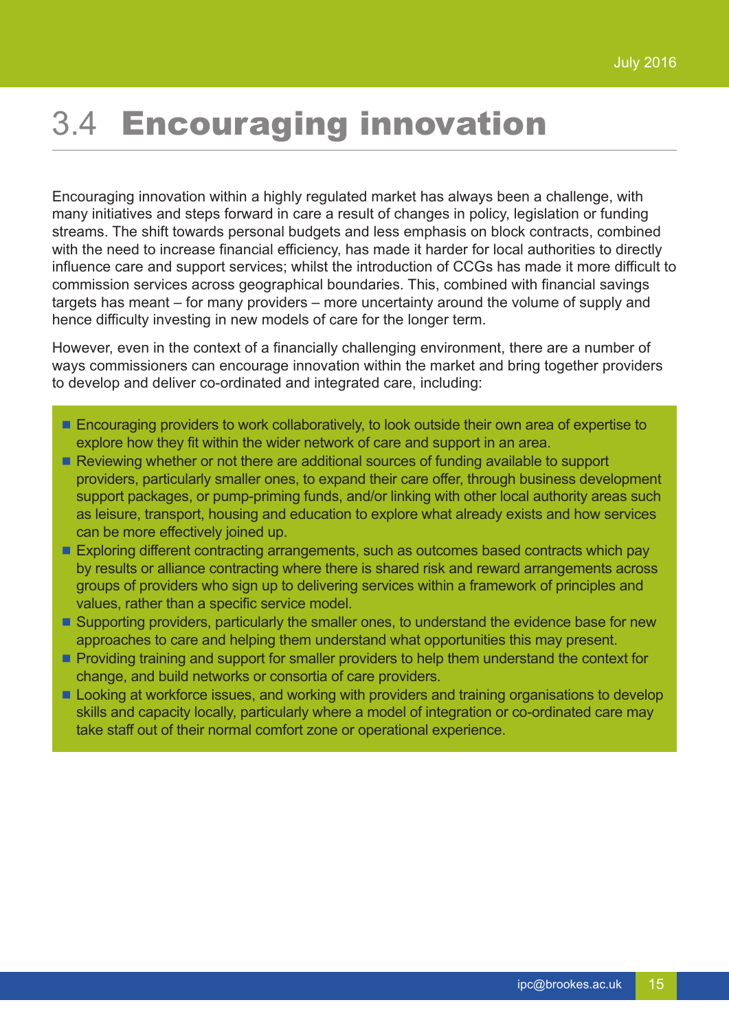## 3.4 Encouraging innovation

Encouraging innovation within a highly regulated market has always been a challenge, with many initiatives and steps forward in care a result of changes in policy, legislation or funding streams. The shift towards personal budgets and less emphasis on block contracts, combined with the need to increase financial efficiency, has made it harder for local authorities to directly influence care and support services; whilst the introduction of CCGs has made it more difficult to commission services across geographical boundaries. This, combined with financial savings targets has meant – for many providers – more uncertainty around the volume of supply and hence difficulty investing in new models of care for the longer term.

However, even in the context of a financially challenging environment, there are a number of ways commissioners can encourage innovation within the market and bring together providers to develop and deliver co-ordinated and integrated care, including:

- Encouraging providers to work collaboratively, to look outside their own area of expertise to explore how they fit within the wider network of care and support in an area.
- Reviewing whether or not there are additional sources of funding available to support providers, particularly smaller ones, to expand their care offer, through business development support packages, or pump-priming funds, and/or linking with other local authority areas such as leisure, transport, housing and education to explore what already exists and how services can be more effectively joined up.
- Exploring different contracting arrangements, such as outcomes based contracts which pay by results or alliance contracting where there is shared risk and reward arrangements across groups of providers who sign up to delivering services within a framework of principles and values, rather than a specific service model.
- Supporting providers, particularly the smaller ones, to understand the evidence base for new approaches to care and helping them understand what opportunities this may present.
- Providing training and support for smaller providers to help them understand the context for change, and build networks or consortia of care providers.
- Looking at workforce issues, and working with providers and training organisations to develop skills and capacity locally, particularly where a model of integration or co-ordinated care may take staff out of their normal comfort zone or operational experience.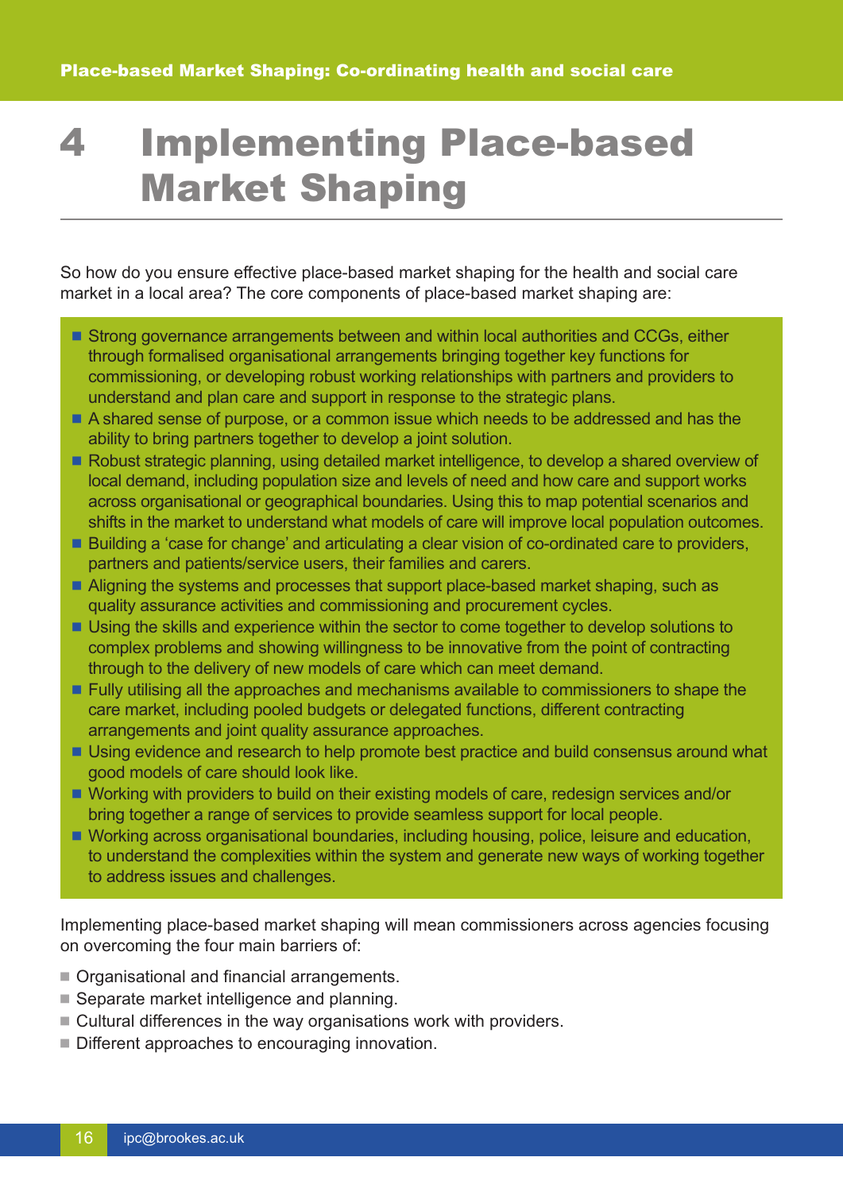# 4 Implementing Place-based Market Shaping

So how do you ensure effective place-based market shaping for the health and social care market in a local area? The core components of place-based market shaping are:

- Strong governance arrangements between and within local authorities and CCGs, either through formalised organisational arrangements bringing together key functions for commissioning, or developing robust working relationships with partners and providers to understand and plan care and support in response to the strategic plans.
- A shared sense of purpose, or a common issue which needs to be addressed and has the ability to bring partners together to develop a joint solution.
- Robust strategic planning, using detailed market intelligence, to develop a shared overview of local demand, including population size and levels of need and how care and support works across organisational or geographical boundaries. Using this to map potential scenarios and shifts in the market to understand what models of care will improve local population outcomes.
- Building a 'case for change' and articulating a clear vision of co-ordinated care to providers, partners and patients/service users, their families and carers.
- Aligning the systems and processes that support place-based market shaping, such as quality assurance activities and commissioning and procurement cycles.
- Using the skills and experience within the sector to come together to develop solutions to complex problems and showing willingness to be innovative from the point of contracting through to the delivery of new models of care which can meet demand.
- Fully utilising all the approaches and mechanisms available to commissioners to shape the care market, including pooled budgets or delegated functions, different contracting arrangements and joint quality assurance approaches.
- Using evidence and research to help promote best practice and build consensus around what good models of care should look like.
- Working with providers to build on their existing models of care, redesign services and/or bring together a range of services to provide seamless support for local people.
- Working across organisational boundaries, including housing, police, leisure and education, to understand the complexities within the system and generate new ways of working together to address issues and challenges.

Implementing place-based market shaping will mean commissioners across agencies focusing on overcoming the four main barriers of:

- Organisational and financial arrangements.
- Separate market intelligence and planning.
- Cultural differences in the way organisations work with providers.
- Different approaches to encouraging innovation.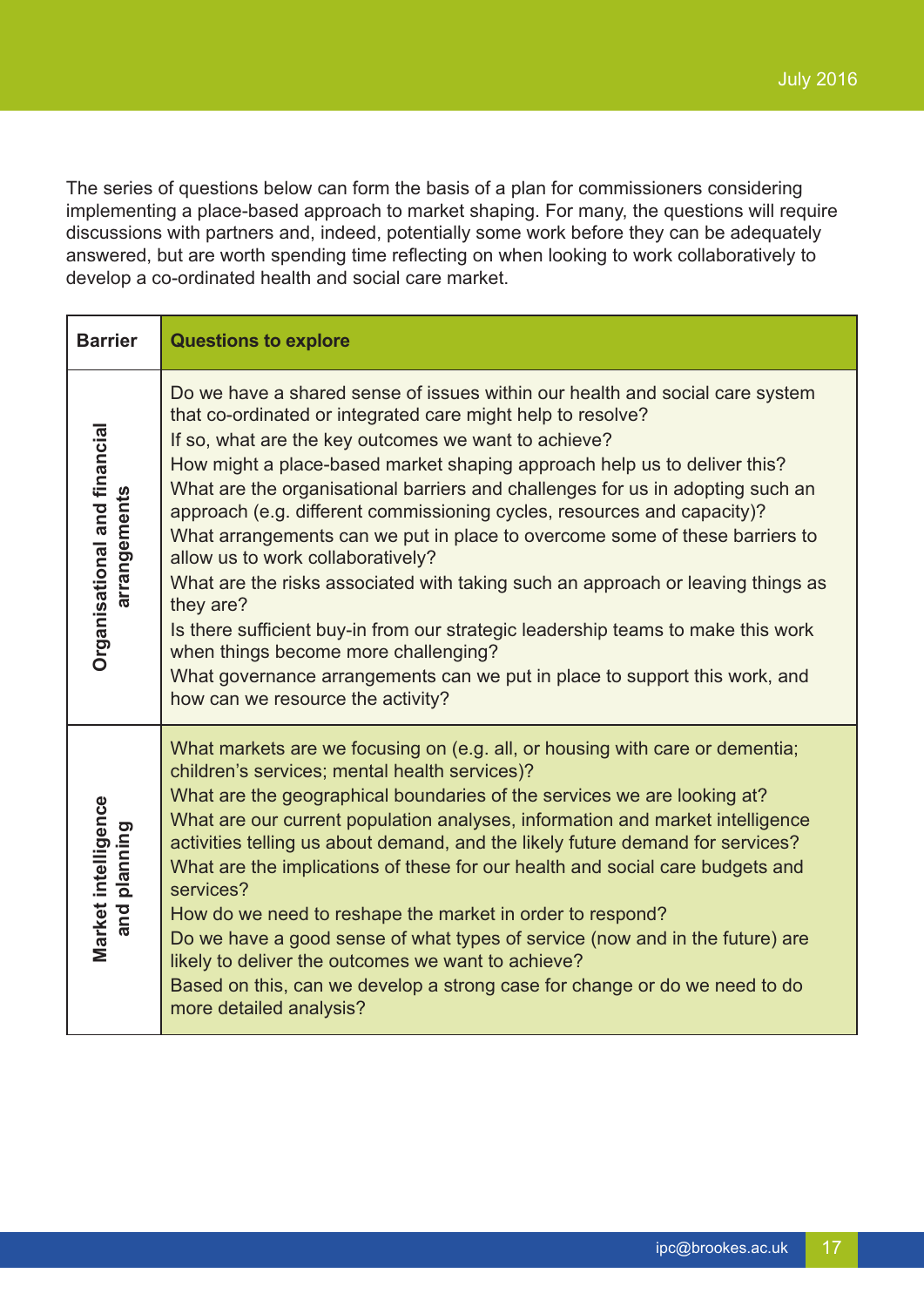The series of questions below can form the basis of a plan for commissioners considering implementing a place-based approach to market shaping. For many, the questions will require discussions with partners and, indeed, potentially some work before they can be adequately answered, but are worth spending time reflecting on when looking to work collaboratively to develop a co-ordinated health and social care market.

| Barrier | Questions to explore |
| --- | --- |
| **Organisational and financial arrangements** | Do we have a shared sense of issues within our health and social care system that co-ordinated or integrated care might help to resolve?<br>If so, what are the key outcomes we want to achieve?<br>How might a place-based market shaping approach help us to deliver this?<br>What are the organisational barriers and challenges for us in adopting such an approach (e.g. different commissioning cycles, resources and capacity)?<br>What arrangements can we put in place to overcome some of these barriers to allow us to work collaboratively?<br>What are the risks associated with taking such an approach or leaving things as they are?<br>Is there sufficient buy-in from our strategic leadership teams to make this work when things become more challenging?<br>What governance arrangements can we put in place to support this work, and how can we resource the activity? |
| **Market intelligence and planning** | What markets are we focusing on (e.g. all, or housing with care or dementia; children's services; mental health services)?<br>What are the geographical boundaries of the services we are looking at?<br>What are our current population analyses, information and market intelligence activities telling us about demand, and the likely future demand for services?<br>What are the implications of these for our health and social care budgets and services?<br>How do we need to reshape the market in order to respond?<br>Do we have a good sense of what types of service (now and in the future) are likely to deliver the outcomes we want to achieve?<br>Based on this, can we develop a strong case for change or do we need to do more detailed analysis? |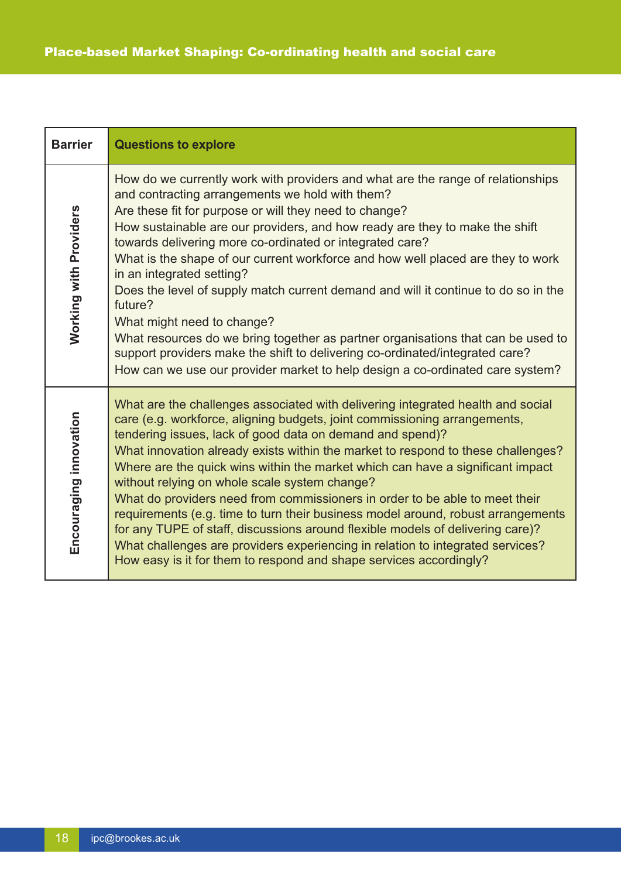| Barrier | Questions to explore |
|---|---|
| **Working with Providers** | How do we currently work with providers and what are the range of relationships and contracting arrangements we hold with them?<br>Are these fit for purpose or will they need to change?<br>How sustainable are our providers, and how ready are they to make the shift towards delivering more co-ordinated or integrated care?<br>What is the shape of our current workforce and how well placed are they to work in an integrated setting?<br>Does the level of supply match current demand and will it continue to do so in the future?<br>What might need to change?<br>What resources do we bring together as partner organisations that can be used to support providers make the shift to delivering co-ordinated/integrated care?<br>How can we use our provider market to help design a co-ordinated care system? |
| **Encouraging innovation** | What are the challenges associated with delivering integrated health and social care (e.g. workforce, aligning budgets, joint commissioning arrangements, tendering issues, lack of good data on demand and spend)?<br>What innovation already exists within the market to respond to these challenges?<br>Where are the quick wins within the market which can have a significant impact without relying on whole scale system change?<br>What do providers need from commissioners in order to be able to meet their requirements (e.g. time to turn their business model around, robust arrangements for any TUPE of staff, discussions around flexible models of delivering care)?<br>What challenges are providers experiencing in relation to integrated services?<br>How easy is it for them to respond and shape services accordingly? |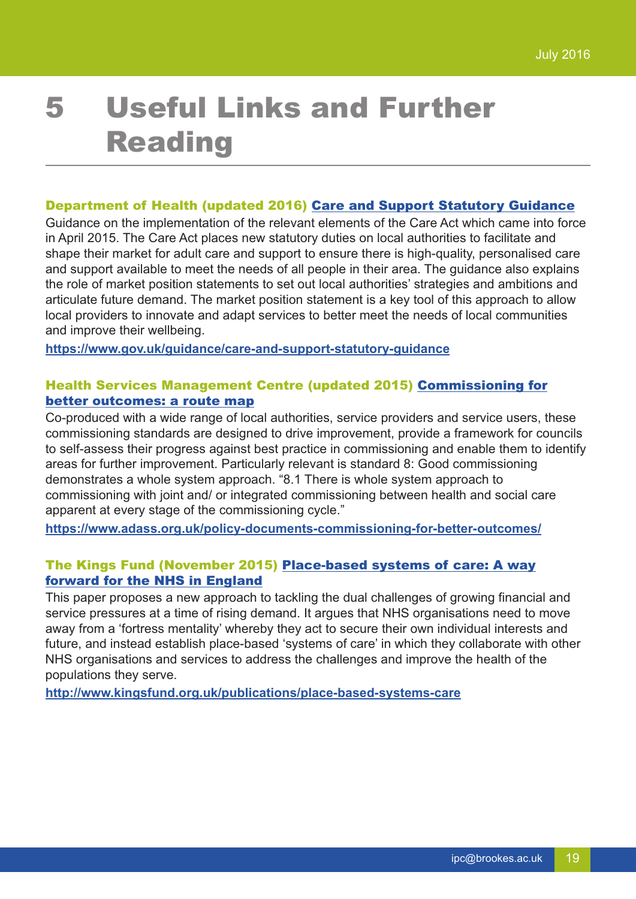# 5 Useful Links and Further Reading

**Department of Health (updated 2016) Care and Support Statutory Guidance**

Guidance on the implementation of the relevant elements of the Care Act which came into force in April 2015. The Care Act places new statutory duties on local authorities to facilitate and shape their market for adult care and support to ensure there is high-quality, personalised care and support available to meet the needs of all people in their area. The guidance also explains the role of market position statements to set out local authorities' strategies and ambitions and articulate future demand. The market position statement is a key tool of this approach to allow local providers to innovate and adapt services to better meet the needs of local communities and improve their wellbeing.

https://www.gov.uk/guidance/care-and-support-statutory-guidance

**Health Services Management Centre (updated 2015) Commissioning for better outcomes: a route map**

Co-produced with a wide range of local authorities, service providers and service users, these commissioning standards are designed to drive improvement, provide a framework for councils to self-assess their progress against best practice in commissioning and enable them to identify areas for further improvement. Particularly relevant is standard 8: Good commissioning demonstrates a whole system approach. "8.1 There is whole system approach to commissioning with joint and/ or integrated commissioning between health and social care apparent at every stage of the commissioning cycle."

https://www.adass.org.uk/policy-documents-commissioning-for-better-outcomes/

**The Kings Fund (November 2015) Place-based systems of care: A way forward for the NHS in England**

This paper proposes a new approach to tackling the dual challenges of growing financial and service pressures at a time of rising demand. It argues that NHS organisations need to move away from a 'fortress mentality' whereby they act to secure their own individual interests and future, and instead establish place-based 'systems of care' in which they collaborate with other NHS organisations and services to address the challenges and improve the health of the populations they serve.

http://www.kingsfund.org.uk/publications/place-based-systems-care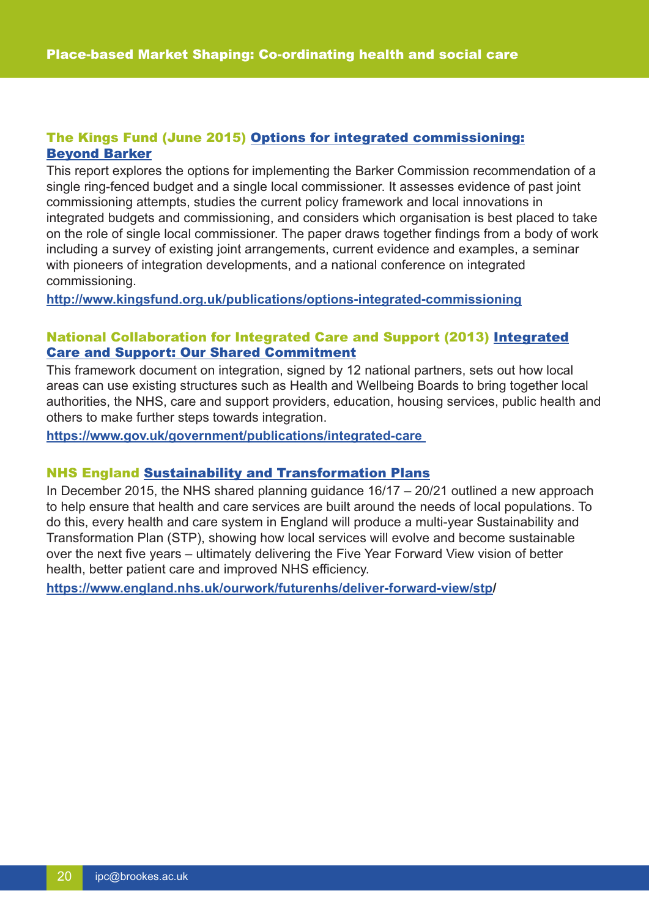### The Kings Fund (June 2015) Options for integrated commissioning: Beyond Barker

This report explores the options for implementing the Barker Commission recommendation of a single ring-fenced budget and a single local commissioner. It assesses evidence of past joint commissioning attempts, studies the current policy framework and local innovations in integrated budgets and commissioning, and considers which organisation is best placed to take on the role of single local commissioner. The paper draws together findings from a body of work including a survey of existing joint arrangements, current evidence and examples, a seminar with pioneers of integration developments, and a national conference on integrated commissioning.

**http://www.kingsfund.org.uk/publications/options-integrated-commissioning**

### National Collaboration for Integrated Care and Support (2013) Integrated Care and Support: Our Shared Commitment

This framework document on integration, signed by 12 national partners, sets out how local areas can use existing structures such as Health and Wellbeing Boards to bring together local authorities, the NHS, care and support providers, education, housing services, public health and others to make further steps towards integration.

**https://www.gov.uk/government/publications/integrated-care**

### NHS England Sustainability and Transformation Plans

In December 2015, the NHS shared planning guidance 16/17 – 20/21 outlined a new approach to help ensure that health and care services are built around the needs of local populations. To do this, every health and care system in England will produce a multi-year Sustainability and Transformation Plan (STP), showing how local services will evolve and become sustainable over the next five years – ultimately delivering the Five Year Forward View vision of better health, better patient care and improved NHS efficiency.

**https://www.england.nhs.uk/ourwork/futurenhs/deliver-forward-view/stp/**